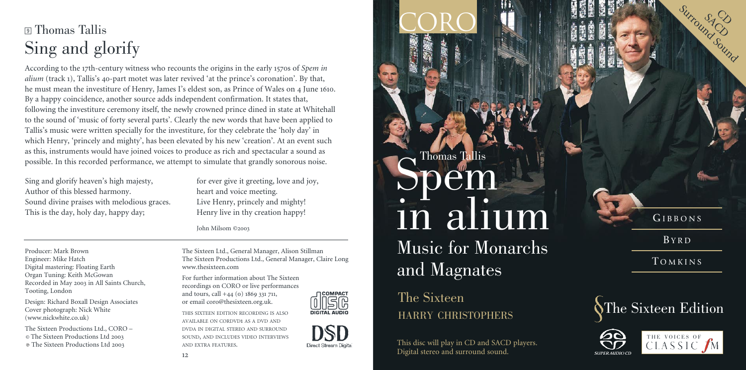## 9 Thomas Tallis
# Sing and glorify

According to the 17th-century witness who recounts the origins in the early 1570s of *Spem in alium* (track 1), Tallis's 40-part motet was later revived 'at the prince's coronation'. By that, he must mean the investiture of Henry, James I's eldest son, as Prince of Wales on 4 June 1610. By a happy coincidence, another source adds independent confirmation. It states that, following the investiture ceremony itself, the newly crowned prince dined in state at Whitehall to the sound of 'music of forty several parts'. Clearly the new words that have been applied to Tallis's music were written specially for the investiture, for they celebrate the 'holy day' in which Henry, 'princely and mighty', has been elevated by his new 'creation'. At an event such as this, instruments would have joined voices to produce as rich and spectacular a sound as possible. In this recorded performance, we attempt to simulate that grandly sonorous noise.

Sing and glorify heaven's high majesty,
Author of this blessed harmony.
Sound divine praises with melodious graces.
This is the day, holy day, happy day;

for ever give it greeting, love and joy,
heart and voice meeting.
Live Henry, princely and mighty!
Henry live in thy creation happy!

John Milsom ©2003

---

Producer: Mark Brown
Engineer: Mike Hatch
Digital mastering: Floating Earth
Organ Tuning: Keith McGowan
Recorded in May 2003 in All Saints Church, Tooting, London

Design: Richard Boxall Design Associates
Cover photograph: Nick White (www.nickwhite.co.uk)

The Sixteen Productions Ltd., CORO –
© The Sixteen Productions Ltd 2003
℗ The Sixteen Productions Ltd 2003

The Sixteen Ltd., General Manager, Alison Stillman
The Sixteen Productions Ltd., General Manager, Claire Long
www.thesixteen.com

For further information about The Sixteen recordings on CORO or live performances and tours, call +44 (0) 1869 331 711, or email coro@thesixteen.org.uk.

THIS SIXTEEN EDITION RECORDING IS ALSO AVAILABLE ON CORDVD1 AS A DVD AND DVDA IN DIGITAL STEREO AND SURROUND SOUND, AND INCLUDES VIDEO INTERVIEWS AND EXTRA FEATURES.

COMPACT DISC DIGITAL AUDIO

DSD Direct Stream Digital

---

CORO

CD SACD Surround Sound

Thomas Tallis

# Spem in alium

## Music for Monarchs and Magnates

GIBBONS

BYRD

TOMKINS

The Sixteen
HARRY CHRISTOPHERS

The Sixteen Edition

This disc will play in CD and SACD players.
Digital stereo and surround sound.

SUPER AUDIO CD

THE VOICES OF CLASSIC fM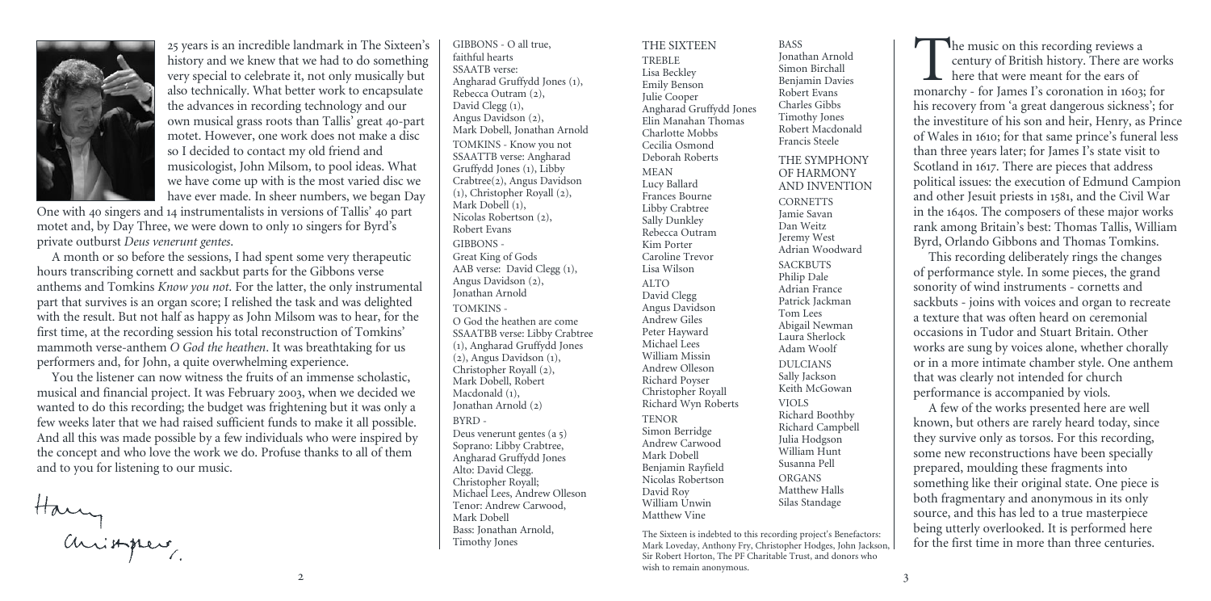25 years is an incredible landmark in The Sixteen's history and we knew that we had to do something very special to celebrate it, not only musically but also technically. What better work to encapsulate the advances in recording technology and our own musical grass roots than Tallis' great 40-part motet. However, one work does not make a disc so I decided to contact my old friend and musicologist, John Milsom, to pool ideas. What we have come up with is the most varied disc we have ever made. In sheer numbers, we began Day One with 40 singers and 14 instrumentalists in versions of Tallis' 40 part motet and, by Day Three, we were down to only 10 singers for Byrd's private outburst *Deus venerunt gentes*.

A month or so before the sessions, I had spent some very therapeutic hours transcribing cornett and sackbut parts for the Gibbons verse anthems and Tomkins *Know you not*. For the latter, the only instrumental part that survives is an organ score; I relished the task and was delighted with the result. But not half as happy as John Milsom was to hear, for the first time, at the recording session his total reconstruction of Tomkins' mammoth verse-anthem *O God the heathen*. It was breathtaking for us performers and, for John, a quite overwhelming experience.

You the listener can now witness the fruits of an immense scholastic, musical and financial project. It was February 2003, when we decided we wanted to do this recording; the budget was frightening but it was only a few weeks later that we had raised sufficient funds to make it all possible. And all this was made possible by a few individuals who were inspired by the concept and who love the work we do. Profuse thanks to all of them and to you for listening to our music.

Harry Christophers

GIBBONS - O all true, faithful hearts
SSAATB verse: Angharad Gruffydd Jones (1), Rebecca Outram (2), David Clegg (1), Angus Davidson (2), Mark Dobell, Jonathan Arnold

TOMKINS - Know you not
SSAATTB verse: Angharad Gruffydd Jones (1), Libby Crabtree(2), Angus Davidson (1), Christopher Royall (2), Mark Dobell (1), Nicolas Robertson (2), Robert Evans

GIBBONS - Great King of Gods
AAB verse: David Clegg (1), Angus Davidson (2), Jonathan Arnold

TOMKINS - O God the heathen are come
SSAATBB verse: Libby Crabtree (1), Angharad Gruffydd Jones (2), Angus Davidson (1), Christopher Royall (2), Mark Dobell, Robert Macdonald (1), Jonathan Arnold (2)

BYRD - Deus venerunt gentes (a 5)
Soprano: Libby Crabtree, Angharad Gruffydd Jones
Alto: David Clegg. Christopher Royall; Michael Lees, Andrew Olleson
Tenor: Andrew Carwood, Mark Dobell
Bass: Jonathan Arnold, Timothy Jones

## THE SIXTEEN

**TREBLE**
Lisa Beckley
Emily Benson
Julie Cooper
Angharad Gruffydd Jones
Elin Manahan Thomas
Charlotte Mobbs
Cecilia Osmond
Deborah Roberts

**MEAN**
Lucy Ballard
Frances Bourne
Libby Crabtree
Sally Dunkley
Rebecca Outram
Kim Porter
Caroline Trevor
Lisa Wilson

**ALTO**
David Clegg
Angus Davidson
Andrew Giles
Peter Hayward
Michael Lees
William Missin
Andrew Olleson
Richard Poyser
Christopher Royall
Richard Wyn Roberts

**TENOR**
Simon Berridge
Andrew Carwood
Mark Dobell
Benjamin Rayfield
Nicolas Robertson
David Roy
William Unwin
Matthew Vine

**BASS**
Jonathan Arnold
Simon Birchall
Benjamin Davies
Robert Evans
Charles Gibbs
Timothy Jones
Robert Macdonald
Francis Steele

## THE SYMPHONY OF HARMONY AND INVENTION

**CORNETTS**
Jamie Savan
Dan Weitz
Jeremy West
Adrian Woodward

**SACKBUTS**
Philip Dale
Adrian France
Patrick Jackman
Tom Lees
Abigail Newman
Laura Sherlock
Adam Woolf

**DULCIANS**
Sally Jackson
Keith McGowan

**VIOLS**
Richard Boothby
Richard Campbell
Julia Hodgson
William Hunt
Susanna Pell

**ORGANS**
Matthew Halls
Silas Standage

The Sixteen is indebted to this recording project's Benefactors: Mark Loveday, Anthony Fry, Christopher Hodges, John Jackson, Sir Robert Horton, The PF Charitable Trust, and donors who wish to remain anonymous.

The music on this recording reviews a century of British history. There are works here that were meant for the ears of monarchy - for James I's coronation in 1603; for his recovery from 'a great dangerous sickness'; for the investiture of his son and heir, Henry, as Prince of Wales in 1610; for that same prince's funeral less than three years later; for James I's state visit to Scotland in 1617. There are pieces that address political issues: the execution of Edmund Campion and other Jesuit priests in 1581, and the Civil War in the 1640s. The composers of these major works rank among Britain's best: Thomas Tallis, William Byrd, Orlando Gibbons and Thomas Tomkins.

This recording deliberately rings the changes of performance style. In some pieces, the grand sonority of wind instruments - cornetts and sackbuts - joins with voices and organ to recreate a texture that was often heard on ceremonial occasions in Tudor and Stuart Britain. Other works are sung by voices alone, whether chorally or in a more intimate chamber style. One anthem that was clearly not intended for church performance is accompanied by viols.

A few of the works presented here are well known, but others are rarely heard today, since they survive only as torsos. For this recording, some new reconstructions have been specially prepared, moulding these fragments into something like their original state. One piece is both fragmentary and anonymous in its only source, and this has led to a true masterpiece being utterly overlooked. It is performed here for the first time in more than three centuries.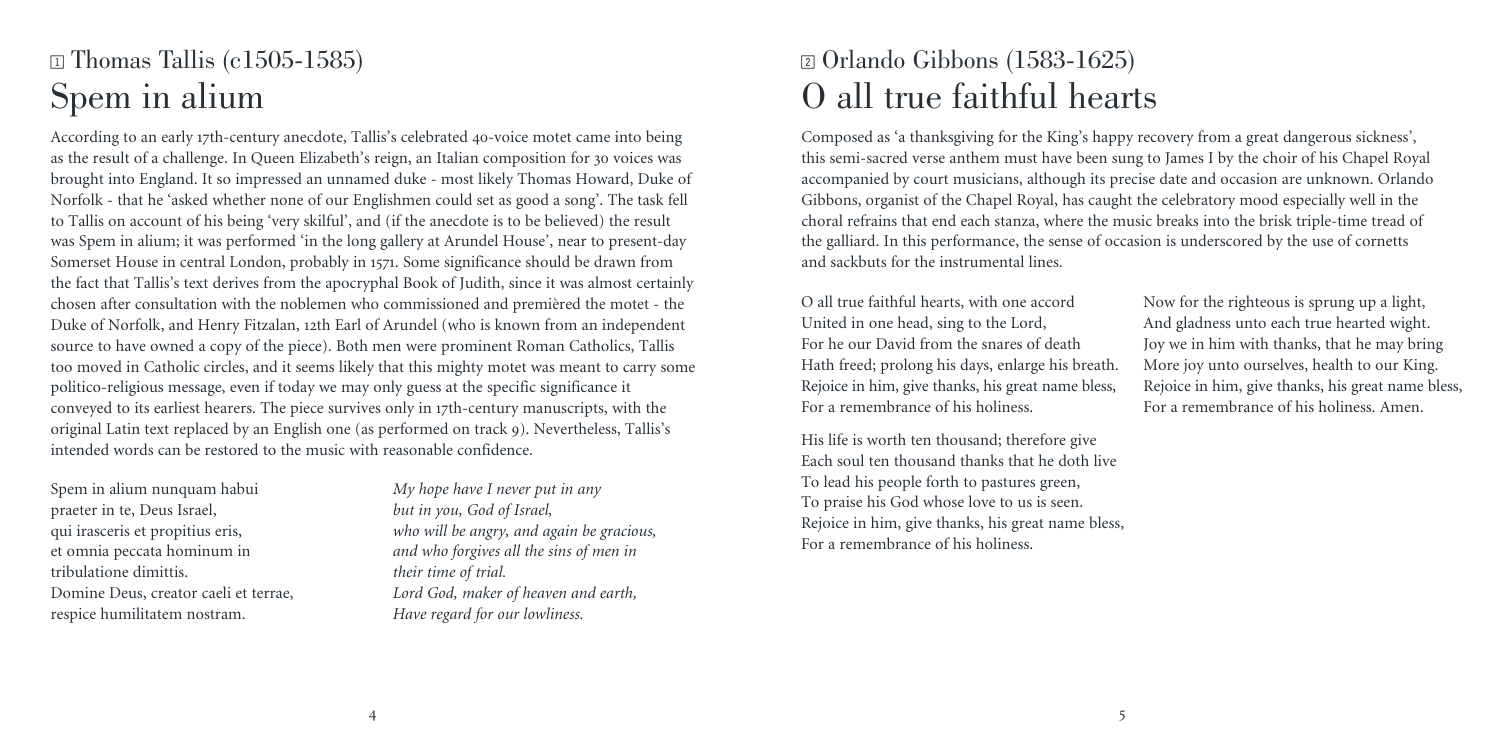## 1 Thomas Tallis (c1505-1585)

# Spem in alium

According to an early 17th-century anecdote, Tallis's celebrated 40-voice motet came into being as the result of a challenge. In Queen Elizabeth's reign, an Italian composition for 30 voices was brought into England. It so impressed an unnamed duke - most likely Thomas Howard, Duke of Norfolk - that he 'asked whether none of our Englishmen could set as good a song'. The task fell to Tallis on account of his being 'very skilful', and (if the anecdote is to be believed) the result was Spem in alium; it was performed 'in the long gallery at Arundel House', near to present-day Somerset House in central London, probably in 1571. Some significance should be drawn from the fact that Tallis's text derives from the apocryphal Book of Judith, since it was almost certainly chosen after consultation with the noblemen who commissioned and premièred the motet - the Duke of Norfolk, and Henry Fitzalan, 12th Earl of Arundel (who is known from an independent source to have owned a copy of the piece). Both men were prominent Roman Catholics, Tallis too moved in Catholic circles, and it seems likely that this mighty motet was meant to carry some politico-religious message, even if today we may only guess at the specific significance it conveyed to its earliest hearers. The piece survives only in 17th-century manuscripts, with the original Latin text replaced by an English one (as performed on track 9). Nevertheless, Tallis's intended words can be restored to the music with reasonable confidence.

Spem in alium nunquam habui
praeter in te, Deus Israel,
qui irasceris et propitius eris,
et omnia peccata hominum in
tribulatione dimittis.
Domine Deus, creator caeli et terrae,
respice humilitatem nostram.

*My hope have I never put in any*
*but in you, God of Israel,*
*who will be angry, and again be gracious,*
*and who forgives all the sins of men in*
*their time of trial.*
*Lord God, maker of heaven and earth,*
*Have regard for our lowliness.*

## 2 Orlando Gibbons (1583-1625)

# O all true faithful hearts

Composed as 'a thanksgiving for the King's happy recovery from a great dangerous sickness', this semi-sacred verse anthem must have been sung to James I by the choir of his Chapel Royal accompanied by court musicians, although its precise date and occasion are unknown. Orlando Gibbons, organist of the Chapel Royal, has caught the celebratory mood especially well in the choral refrains that end each stanza, where the music breaks into the brisk triple-time tread of the galliard. In this performance, the sense of occasion is underscored by the use of cornetts and sackbuts for the instrumental lines.

O all true faithful hearts, with one accord
United in one head, sing to the Lord,
For he our David from the snares of death
Hath freed; prolong his days, enlarge his breath.
Rejoice in him, give thanks, his great name bless,
For a remembrance of his holiness.

His life is worth ten thousand; therefore give
Each soul ten thousand thanks that he doth live
To lead his people forth to pastures green,
To praise his God whose love to us is seen.
Rejoice in him, give thanks, his great name bless,
For a remembrance of his holiness.

Now for the righteous is sprung up a light,
And gladness unto each true hearted wight.
Joy we in him with thanks, that he may bring
More joy unto ourselves, health to our King.
Rejoice in him, give thanks, his great name bless,
For a remembrance of his holiness. Amen.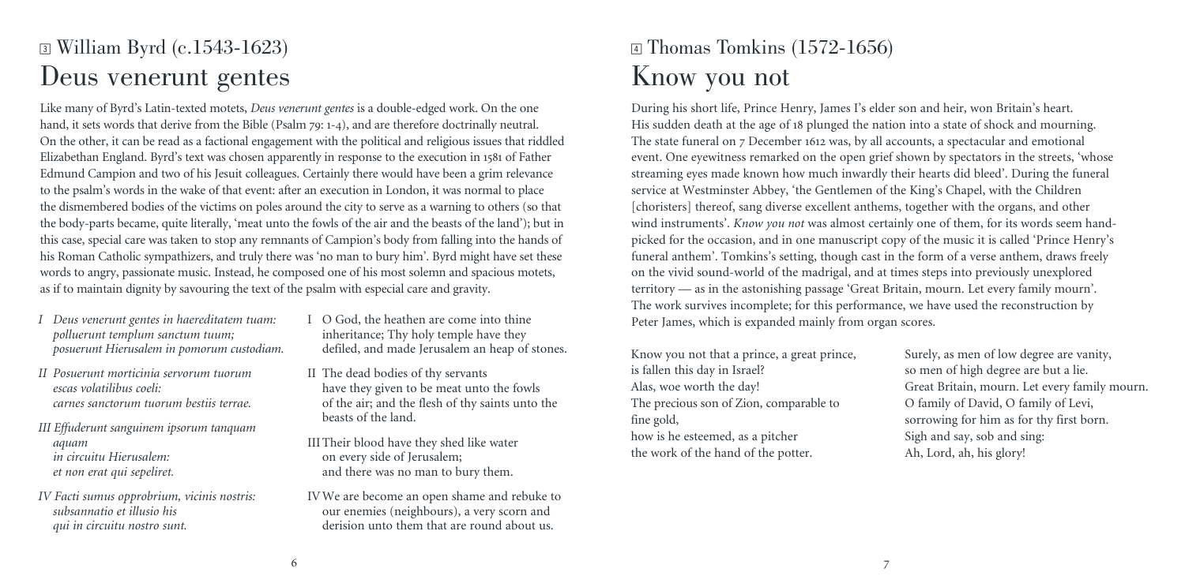## 3 William Byrd (c.1543-1623)

# Deus venerunt gentes

Like many of Byrd's Latin-texted motets, *Deus venerunt gentes* is a double-edged work. On the one hand, it sets words that derive from the Bible (Psalm 79: 1-4), and are therefore doctrinally neutral. On the other, it can be read as a factional engagement with the political and religious issues that riddled Elizabethan England. Byrd's text was chosen apparently in response to the execution in 1581 of Father Edmund Campion and two of his Jesuit colleagues. Certainly there would have been a grim relevance to the psalm's words in the wake of that event: after an execution in London, it was normal to place the dismembered bodies of the victims on poles around the city to serve as a warning to others (so that the body-parts became, quite literally, 'meat unto the fowls of the air and the beasts of the land'); but in this case, special care was taken to stop any remnants of Campion's body from falling into the hands of his Roman Catholic sympathizers, and truly there was 'no man to bury him'. Byrd might have set these words to angry, passionate music. Instead, he composed one of his most solemn and spacious motets, as if to maintain dignity by savouring the text of the psalm with especial care and gravity.

*I Deus venerunt gentes in haereditatem tuam:*
*polluerunt templum sanctum tuum;*
*posuerunt Hierusalem in pomorum custodiam.*

*II Posuerunt morticinia servorum tuorum*
*escas volatilibus coeli:*
*carnes sanctorum tuorum bestiis terrae.*

*III Effuderunt sanguinem ipsorum tanquam aquam*
*in circuitu Hierusalem:*
*et non erat qui sepeliret.*

*IV Facti sumus opprobrium, vicinis nostris:*
*subsannatio et illusio his*
*qui in circuitu nostro sunt.*

I O God, the heathen are come into thine
inheritance; Thy holy temple have they
defiled, and made Jerusalem an heap of stones.

II The dead bodies of thy servants
have they given to be meat unto the fowls
of the air; and the flesh of thy saints unto the
beasts of the land.

III Their blood have they shed like water
on every side of Jerusalem;
and there was no man to bury them.

IV We are become an open shame and rebuke to
our enemies (neighbours), a very scorn and
derision unto them that are round about us.

## 4 Thomas Tomkins (1572-1656)

# Know you not

During his short life, Prince Henry, James I's elder son and heir, won Britain's heart. His sudden death at the age of 18 plunged the nation into a state of shock and mourning. The state funeral on 7 December 1612 was, by all accounts, a spectacular and emotional event. One eyewitness remarked on the open grief shown by spectators in the streets, 'whose streaming eyes made known how much inwardly their hearts did bleed'. During the funeral service at Westminster Abbey, 'the Gentlemen of the King's Chapel, with the Children [choristers] thereof, sang diverse excellent anthems, together with the organs, and other wind instruments'. *Know you not* was almost certainly one of them, for its words seem hand-picked for the occasion, and in one manuscript copy of the music it is called 'Prince Henry's funeral anthem'. Tomkins's setting, though cast in the form of a verse anthem, draws freely on the vivid sound-world of the madrigal, and at times steps into previously unexplored territory — as in the astonishing passage 'Great Britain, mourn. Let every family mourn'. The work survives incomplete; for this performance, we have used the reconstruction by Peter James, which is expanded mainly from organ scores.

Know you not that a prince, a great prince,
is fallen this day in Israel?
Alas, woe worth the day!
The precious son of Zion, comparable to
fine gold,
how is he esteemed, as a pitcher
the work of the hand of the potter.

Surely, as men of low degree are vanity,
so men of high degree are but a lie.
Great Britain, mourn. Let every family mourn.
O family of David, O family of Levi,
sorrowing for him as for thy first born.
Sigh and say, sob and sing:
Ah, Lord, ah, his glory!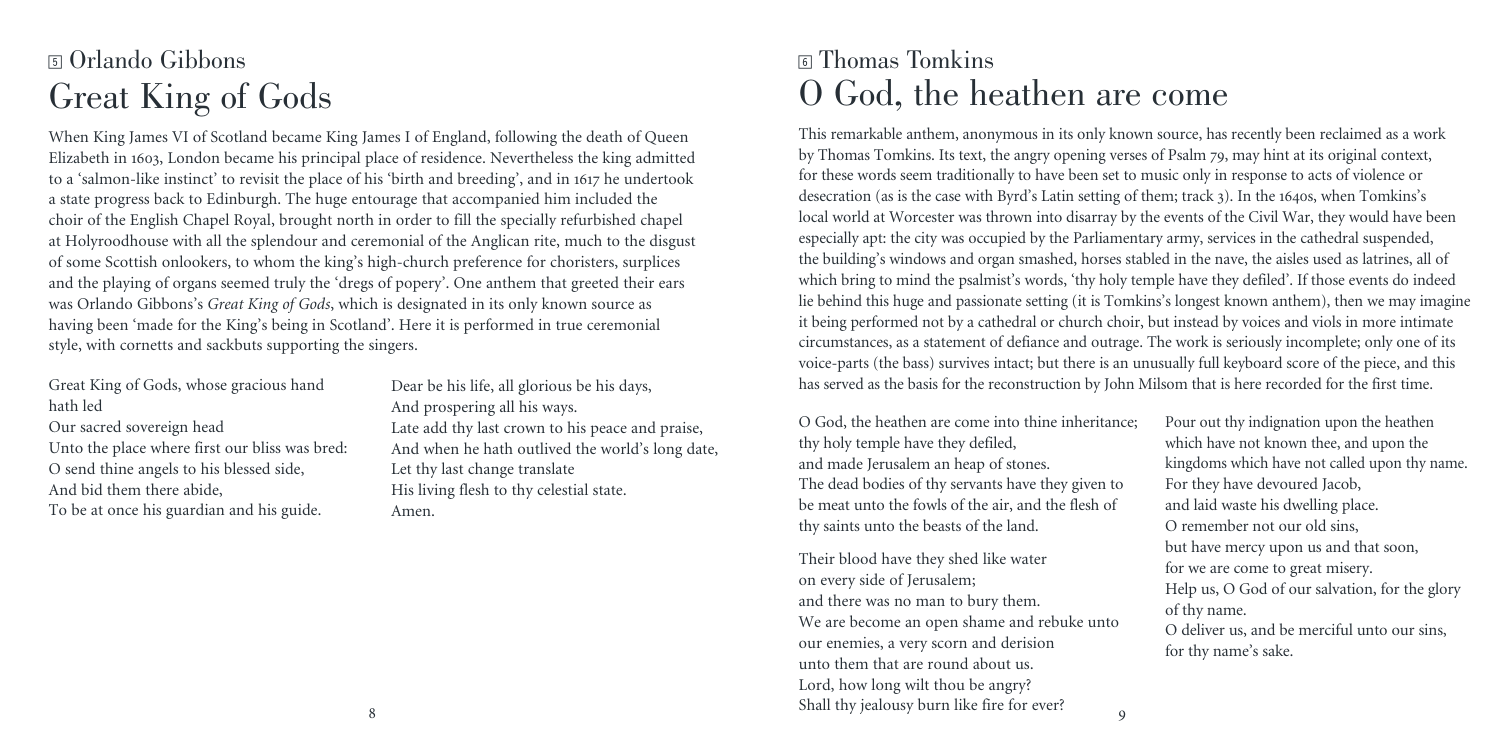## 5 Orlando Gibbons

# Great King of Gods

When King James VI of Scotland became King James I of England, following the death of Queen Elizabeth in 1603, London became his principal place of residence. Nevertheless the king admitted to a 'salmon-like instinct' to revisit the place of his 'birth and breeding', and in 1617 he undertook a state progress back to Edinburgh. The huge entourage that accompanied him included the choir of the English Chapel Royal, brought north in order to fill the specially refurbished chapel at Holyroodhouse with all the splendour and ceremonial of the Anglican rite, much to the disgust of some Scottish onlookers, to whom the king's high-church preference for choristers, surplices and the playing of organs seemed truly the 'dregs of popery'. One anthem that greeted their ears was Orlando Gibbons's *Great King of Gods*, which is designated in its only known source as having been 'made for the King's being in Scotland'. Here it is performed in true ceremonial style, with cornetts and sackbuts supporting the singers.

Great King of Gods, whose gracious hand hath led  
Our sacred sovereign head  
Unto the place where first our bliss was bred:  
O send thine angels to his blessed side,  
And bid them there abide,  
To be at once his guardian and his guide.

Dear be his life, all glorious be his days,  
And prospering all his ways.  
Late add thy last crown to his peace and praise,  
And when he hath outlived the world's long date,  
Let thy last change translate  
His living flesh to thy celestial state.  
Amen.

## 6 Thomas Tomkins

# O God, the heathen are come

This remarkable anthem, anonymous in its only known source, has recently been reclaimed as a work by Thomas Tomkins. Its text, the angry opening verses of Psalm 79, may hint at its original context, for these words seem traditionally to have been set to music only in response to acts of violence or desecration (as is the case with Byrd's Latin setting of them; track 3). In the 1640s, when Tomkins's local world at Worcester was thrown into disarray by the events of the Civil War, they would have been especially apt: the city was occupied by the Parliamentary army, services in the cathedral suspended, the building's windows and organ smashed, horses stabled in the nave, the aisles used as latrines, all of which bring to mind the psalmist's words, 'thy holy temple have they defiled'. If those events do indeed lie behind this huge and passionate setting (it is Tomkins's longest known anthem), then we may imagine it being performed not by a cathedral or church choir, but instead by voices and viols in more intimate circumstances, as a statement of defiance and outrage. The work is seriously incomplete; only one of its voice-parts (the bass) survives intact; but there is an unusually full keyboard score of the piece, and this has served as the basis for the reconstruction by John Milsom that is here recorded for the first time.

O God, the heathen are come into thine inheritance;  
thy holy temple have they defiled,  
and made Jerusalem an heap of stones.  
The dead bodies of thy servants have they given to be meat unto the fowls of the air, and the flesh of thy saints unto the beasts of the land.

Their blood have they shed like water  
on every side of Jerusalem;  
and there was no man to bury them.  
We are become an open shame and rebuke unto our enemies, a very scorn and derision  
unto them that are round about us.  
Lord, how long wilt thou be angry?  
Shall thy jealousy burn like fire for ever?

Pour out thy indignation upon the heathen  
which have not known thee, and upon the kingdoms which have not called upon thy name.  
For they have devoured Jacob,  
and laid waste his dwelling place.  
O remember not our old sins,  
but have mercy upon us and that soon,  
for we are come to great misery.  
Help us, O God of our salvation, for the glory of thy name.  
O deliver us, and be merciful unto our sins,  
for thy name's sake.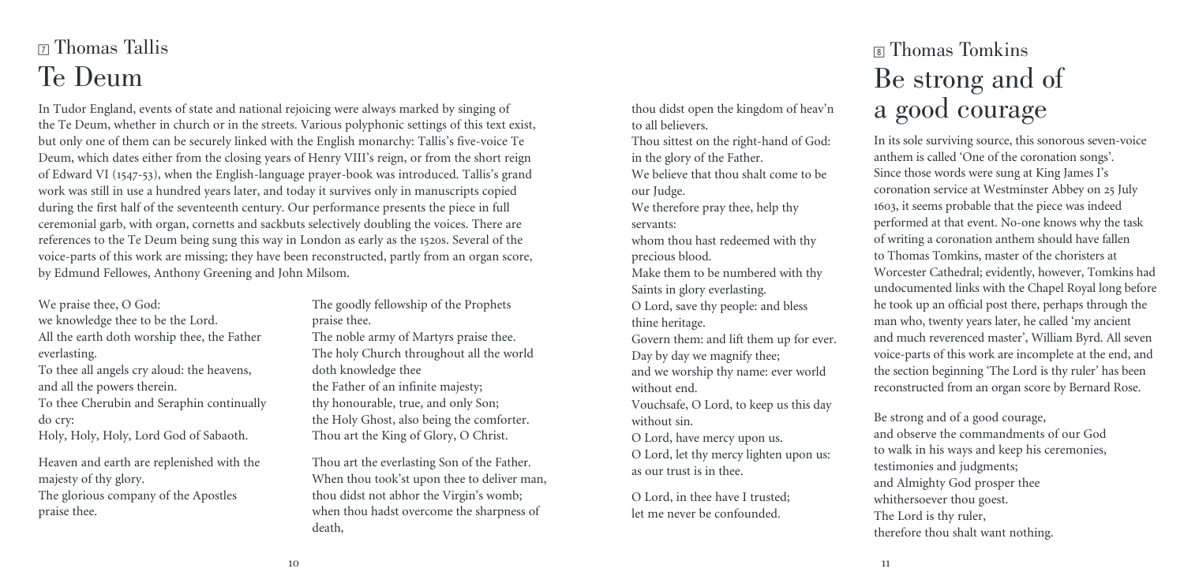## 7 Thomas Tallis

# Te Deum

In Tudor England, events of state and national rejoicing were always marked by singing of the Te Deum, whether in church or in the streets. Various polyphonic settings of this text exist, but only one of them can be securely linked with the English monarchy: Tallis's five-voice Te Deum, which dates either from the closing years of Henry VIII's reign, or from the short reign of Edward VI (1547-53), when the English-language prayer-book was introduced. Tallis's grand work was still in use a hundred years later, and today it survives only in manuscripts copied during the first half of the seventeenth century. Our performance presents the piece in full ceremonial garb, with organ, cornetts and sackbuts selectively doubling the voices. There are references to the Te Deum being sung this way in London as early as the 1520s. Several of the voice-parts of this work are missing; they have been reconstructed, partly from an organ score, by Edmund Fellowes, Anthony Greening and John Milsom.

We praise thee, O God:
we knowledge thee to be the Lord.
All the earth doth worship thee, the Father everlasting.
To thee all angels cry aloud: the heavens, and all the powers therein.
To thee Cherubin and Seraphin continually do cry:
Holy, Holy, Holy, Lord God of Sabaoth.

Heaven and earth are replenished with the majesty of thy glory.
The glorious company of the Apostles praise thee.
The goodly fellowship of the Prophets praise thee.
The noble army of Martyrs praise thee.
The holy Church throughout all the world doth knowledge thee
the Father of an infinite majesty;
thy honourable, true, and only Son;
the Holy Ghost, also being the comforter.
Thou art the King of Glory, O Christ.

Thou art the everlasting Son of the Father.
When thou took'st upon thee to deliver man,
thou didst not abhor the Virgin's womb;
when thou hadst overcome the sharpness of death,
thou didst open the kingdom of heav'n to all believers.
Thou sittest on the right-hand of God: in the glory of the Father.
We believe that thou shalt come to be our Judge.
We therefore pray thee, help thy servants:
whom thou hast redeemed with thy precious blood.
Make them to be numbered with thy Saints in glory everlasting.
O Lord, save thy people: and bless thine heritage.
Govern them: and lift them up for ever.
Day by day we magnify thee;
and we worship thy name: ever world without end.
Vouchsafe, O Lord, to keep us this day without sin.
O Lord, have mercy upon us.
O Lord, let thy mercy lighten upon us: as our trust is in thee.

O Lord, in thee have I trusted;
let me never be confounded.

## 8 Thomas Tomkins

# Be strong and of a good courage

In its sole surviving source, this sonorous seven-voice anthem is called 'One of the coronation songs'. Since those words were sung at King James I's coronation service at Westminster Abbey on 25 July 1603, it seems probable that the piece was indeed performed at that event. No-one knows why the task of writing a coronation anthem should have fallen to Thomas Tomkins, master of the choristers at Worcester Cathedral; evidently, however, Tomkins had undocumented links with the Chapel Royal long before he took up an official post there, perhaps through the man who, twenty years later, he called 'my ancient and much reverenced master', William Byrd. All seven voice-parts of this work are incomplete at the end, and the section beginning 'The Lord is thy ruler' has been reconstructed from an organ score by Bernard Rose.

Be strong and of a good courage,
and observe the commandments of our God
to walk in his ways and keep his ceremonies,
testimonies and judgments;
and Almighty God prosper thee
whithersoever thou goest.
The Lord is thy ruler,
therefore thou shalt want nothing.